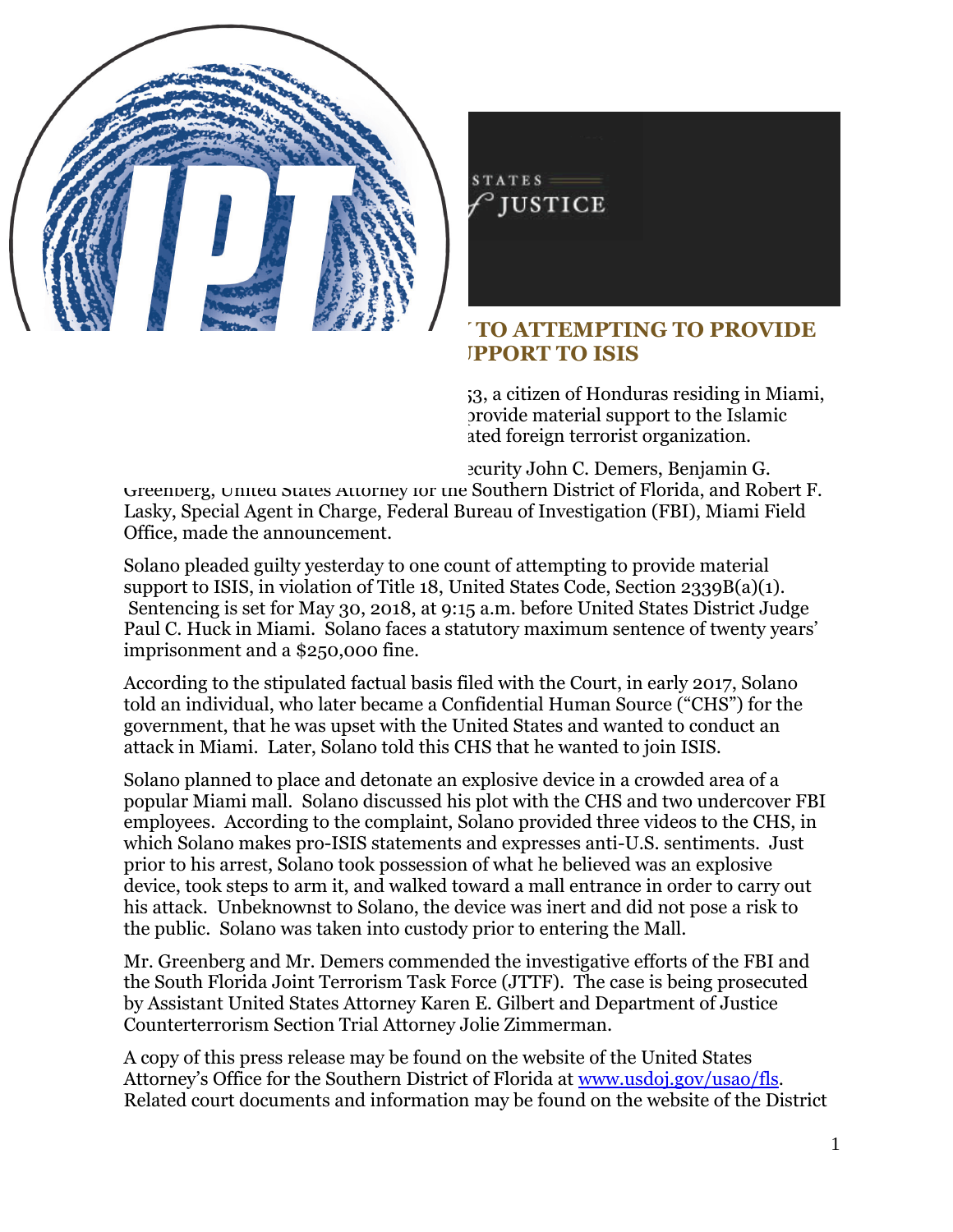STATES
JUSTICE

## TO ATTEMPTING TO PROVIDE UPPORT TO ISIS

53, a citizen of Honduras residing in Miami, provide material support to the Islamic ated foreign terrorist organization.

ecurity John C. Demers, Benjamin G. Greenberg, United States Attorney for the Southern District of Florida, and Robert F. Lasky, Special Agent in Charge, Federal Bureau of Investigation (FBI), Miami Field Office, made the announcement.

Solano pleaded guilty yesterday to one count of attempting to provide material support to ISIS, in violation of Title 18, United States Code, Section 2339B(a)(1). Sentencing is set for May 30, 2018, at 9:15 a.m. before United States District Judge Paul C. Huck in Miami. Solano faces a statutory maximum sentence of twenty years' imprisonment and a $250,000 fine.

According to the stipulated factual basis filed with the Court, in early 2017, Solano told an individual, who later became a Confidential Human Source ("CHS") for the government, that he was upset with the United States and wanted to conduct an attack in Miami. Later, Solano told this CHS that he wanted to join ISIS.

Solano planned to place and detonate an explosive device in a crowded area of a popular Miami mall. Solano discussed his plot with the CHS and two undercover FBI employees. According to the complaint, Solano provided three videos to the CHS, in which Solano makes pro-ISIS statements and expresses anti-U.S. sentiments. Just prior to his arrest, Solano took possession of what he believed was an explosive device, took steps to arm it, and walked toward a mall entrance in order to carry out his attack. Unbeknownst to Solano, the device was inert and did not pose a risk to the public. Solano was taken into custody prior to entering the Mall.

Mr. Greenberg and Mr. Demers commended the investigative efforts of the FBI and the South Florida Joint Terrorism Task Force (JTTF). The case is being prosecuted by Assistant United States Attorney Karen E. Gilbert and Department of Justice Counterterrorism Section Trial Attorney Jolie Zimmerman.

A copy of this press release may be found on the website of the United States Attorney's Office for the Southern District of Florida at [www.usdoj.gov/usao/fls](www.usdoj.gov/usao/fls). Related court documents and information may be found on the website of the District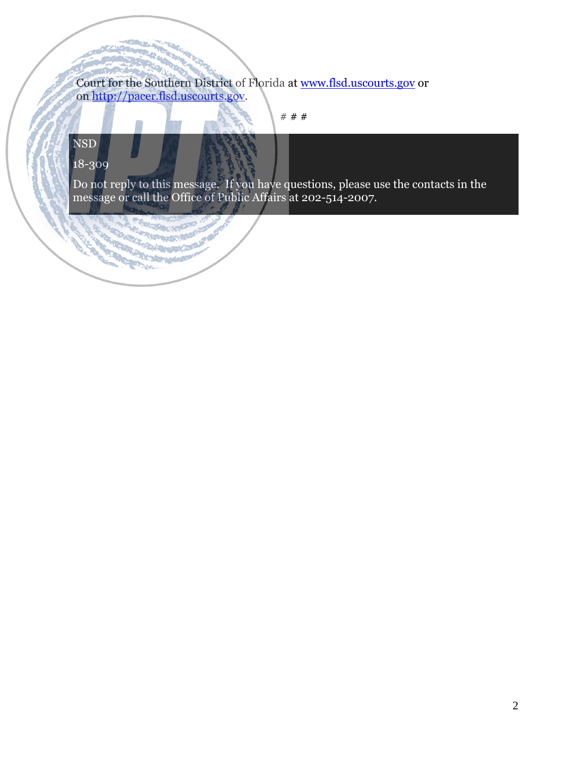Court for the Southern District of Florida at [www.flsd.uscourts.gov](http://www.flsd.uscourts.gov) or on [http://pacer.flsd.uscourts.gov](http://pacer.flsd.uscourts.gov).

# # #

NSD

18-309

Do not reply to this message. If you have questions, please use the contacts in the message or call the Office of Public Affairs at 202-514-2007.